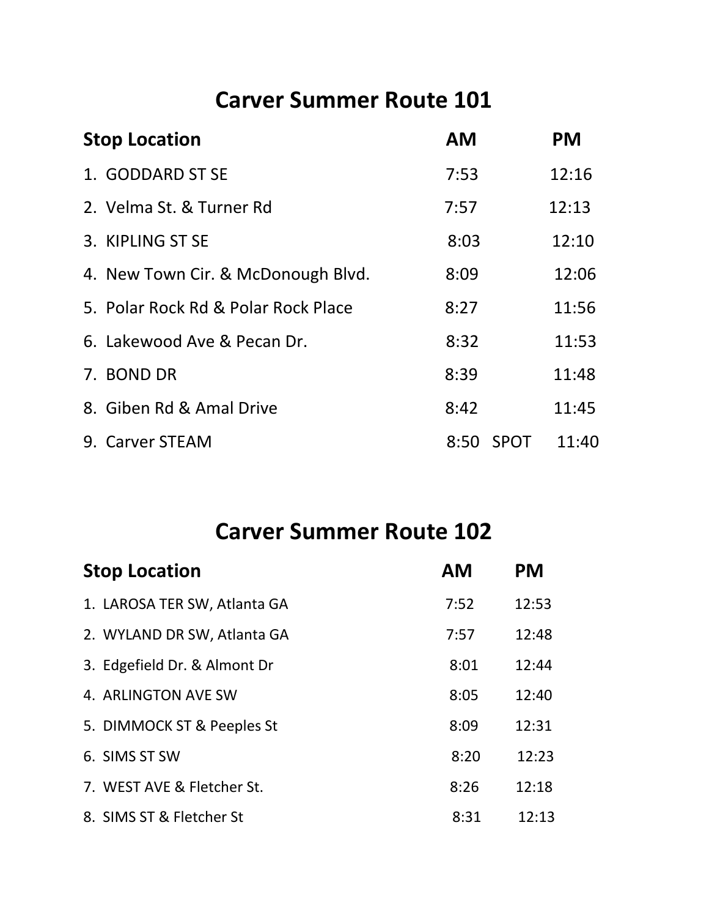# Carver Summer Route 101

| Stop Location | AM | | PM |
|---|---|---|---|
| 1. GODDARD ST SE | 7:53 | | 12:16 |
| 2. Velma St. & Turner Rd | 7:57 | | 12:13 |
| 3. KIPLING ST SE | 8:03 | | 12:10 |
| 4. New Town Cir. & McDonough Blvd. | 8:09 | | 12:06 |
| 5. Polar Rock Rd & Polar Rock Place | 8:27 | | 11:56 |
| 6. Lakewood Ave & Pecan Dr. | 8:32 | | 11:53 |
| 7. BOND DR | 8:39 | | 11:48 |
| 8. Giben Rd & Amal Drive | 8:42 | | 11:45 |
| 9. Carver STEAM | 8:50 | SPOT | 11:40 |

# Carver Summer Route 102

| Stop Location | AM | PM |
|---|---|---|
| 1. LAROSA TER SW, Atlanta GA | 7:52 | 12:53 |
| 2. WYLAND DR SW, Atlanta GA | 7:57 | 12:48 |
| 3. Edgefield Dr. & Almont Dr | 8:01 | 12:44 |
| 4. ARLINGTON AVE SW | 8:05 | 12:40 |
| 5. DIMMOCK ST & Peeples St | 8:09 | 12:31 |
| 6. SIMS ST SW | 8:20 | 12:23 |
| 7. WEST AVE & Fletcher St. | 8:26 | 12:18 |
| 8. SIMS ST & Fletcher St | 8:31 | 12:13 |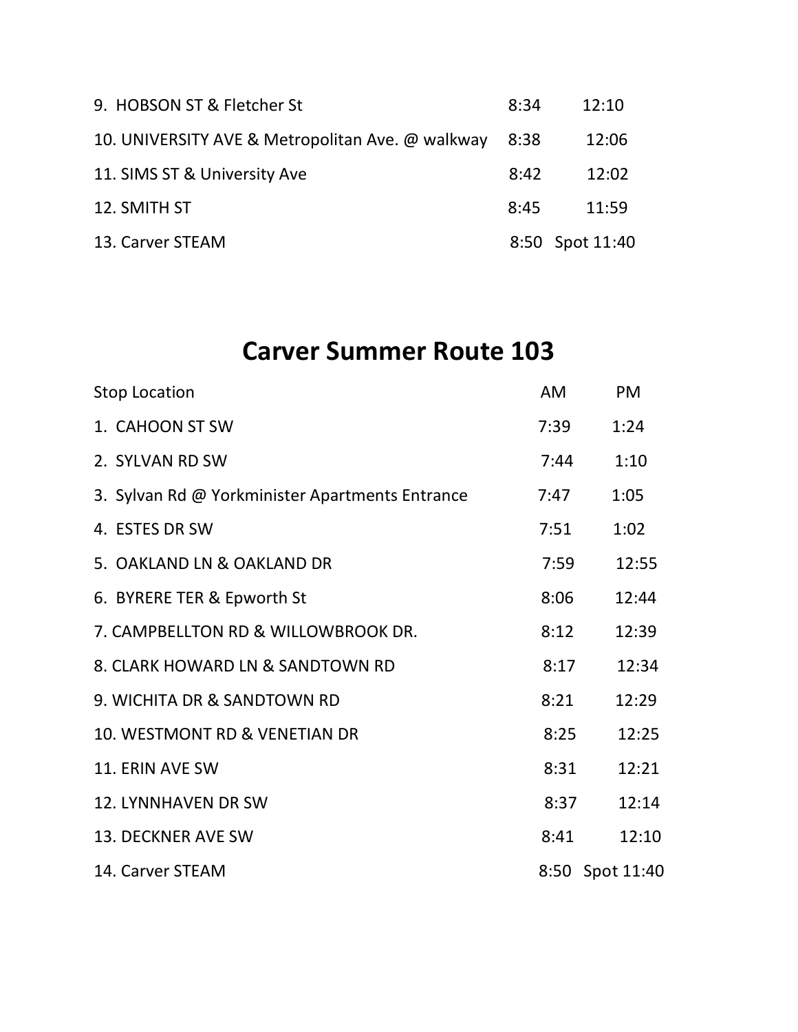| | | |
|---|---|---|
| 9. HOBSON ST & Fletcher St | 8:34 | 12:10 |
| 10. UNIVERSITY AVE & Metropolitan Ave. @ walkway | 8:38 | 12:06 |
| 11. SIMS ST & University Ave | 8:42 | 12:02 |
| 12. SMITH ST | 8:45 | 11:59 |
| 13. Carver STEAM | 8:50 | Spot 11:40 |

# Carver Summer Route 103

| Stop Location | AM | PM |
|---|---|---|
| 1. CAHOON ST SW | 7:39 | 1:24 |
| 2. SYLVAN RD SW | 7:44 | 1:10 |
| 3. Sylvan Rd @ Yorkminister Apartments Entrance | 7:47 | 1:05 |
| 4. ESTES DR SW | 7:51 | 1:02 |
| 5. OAKLAND LN & OAKLAND DR | 7:59 | 12:55 |
| 6. BYRERE TER & Epworth St | 8:06 | 12:44 |
| 7. CAMPBELLTON RD & WILLOWBROOK DR. | 8:12 | 12:39 |
| 8. CLARK HOWARD LN & SANDTOWN RD | 8:17 | 12:34 |
| 9. WICHITA DR & SANDTOWN RD | 8:21 | 12:29 |
| 10. WESTMONT RD & VENETIAN DR | 8:25 | 12:25 |
| 11. ERIN AVE SW | 8:31 | 12:21 |
| 12. LYNNHAVEN DR SW | 8:37 | 12:14 |
| 13. DECKNER AVE SW | 8:41 | 12:10 |
| 14. Carver STEAM | 8:50 | Spot 11:40 |